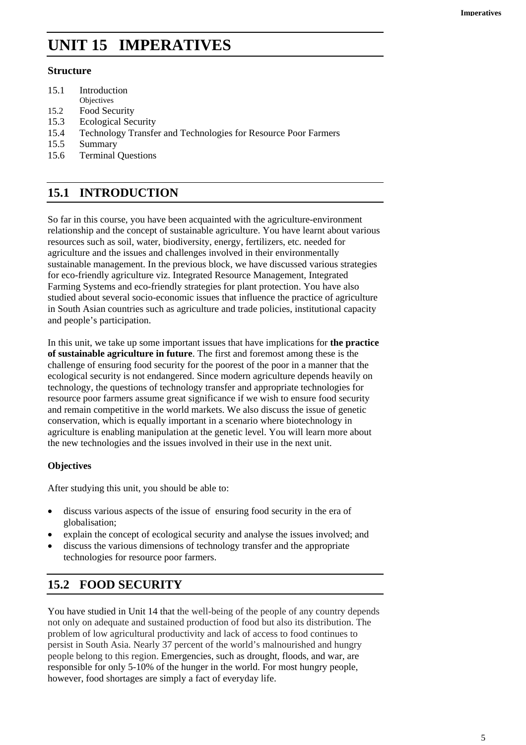# UNIT 15 IMPERATIVES

**Structure**

15.1 Introduction
 Objectives
15.2 Food Security
15.3 Ecological Security
15.4 Technology Transfer and Technologies for Resource Poor Farmers
15.5 Summary
15.6 Terminal Questions

## 15.1 INTRODUCTION

So far in this course, you have been acquainted with the agriculture-environment relationship and the concept of sustainable agriculture. You have learnt about various resources such as soil, water, biodiversity, energy, fertilizers, etc. needed for agriculture and the issues and challenges involved in their environmentally sustainable management. In the previous block, we have discussed various strategies for eco-friendly agriculture viz. Integrated Resource Management, Integrated Farming Systems and eco-friendly strategies for plant protection. You have also studied about several socio-economic issues that influence the practice of agriculture in South Asian countries such as agriculture and trade policies, institutional capacity and people's participation.

In this unit, we take up some important issues that have implications for **the practice of sustainable agriculture in future**. The first and foremost among these is the challenge of ensuring food security for the poorest of the poor in a manner that the ecological security is not endangered. Since modern agriculture depends heavily on technology, the questions of technology transfer and appropriate technologies for resource poor farmers assume great significance if we wish to ensure food security and remain competitive in the world markets. We also discuss the issue of genetic conservation, which is equally important in a scenario where biotechnology in agriculture is enabling manipulation at the genetic level. You will learn more about the new technologies and the issues involved in their use in the next unit.

### Objectives

After studying this unit, you should be able to:

- discuss various aspects of the issue of ensuring food security in the era of globalisation;
- explain the concept of ecological security and analyse the issues involved; and
- discuss the various dimensions of technology transfer and the appropriate technologies for resource poor farmers.

## 15.2 FOOD SECURITY

You have studied in Unit 14 that the well-being of the people of any country depends not only on adequate and sustained production of food but also its distribution. The problem of low agricultural productivity and lack of access to food continues to persist in South Asia. Nearly 37 percent of the world's malnourished and hungry people belong to this region. Emergencies, such as drought, floods, and war, are responsible for only 5-10% of the hunger in the world. For most hungry people, however, food shortages are simply a fact of everyday life.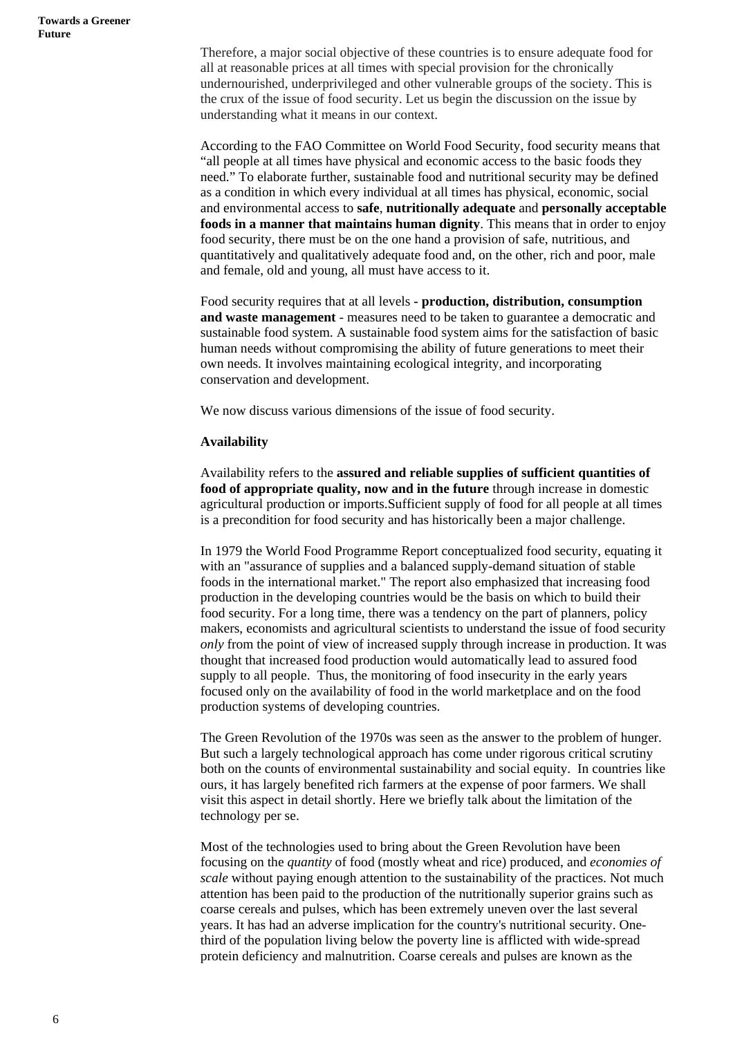Therefore, a major social objective of these countries is to ensure adequate food for all at reasonable prices at all times with special provision for the chronically undernourished, underprivileged and other vulnerable groups of the society. This is the crux of the issue of food security. Let us begin the discussion on the issue by understanding what it means in our context.

According to the FAO Committee on World Food Security, food security means that "all people at all times have physical and economic access to the basic foods they need." To elaborate further, sustainable food and nutritional security may be defined as a condition in which every individual at all times has physical, economic, social and environmental access to **safe**, **nutritionally adequate** and **personally acceptable foods in a manner that maintains human dignity**. This means that in order to enjoy food security, there must be on the one hand a provision of safe, nutritious, and quantitatively and qualitatively adequate food and, on the other, rich and poor, male and female, old and young, all must have access to it.

Food security requires that at all levels **- production, distribution, consumption and waste management** - measures need to be taken to guarantee a democratic and sustainable food system. A sustainable food system aims for the satisfaction of basic human needs without compromising the ability of future generations to meet their own needs. It involves maintaining ecological integrity, and incorporating conservation and development.

We now discuss various dimensions of the issue of food security.

**Availability**

Availability refers to the **assured and reliable supplies of sufficient quantities of food of appropriate quality, now and in the future** through increase in domestic agricultural production or imports.Sufficient supply of food for all people at all times is a precondition for food security and has historically been a major challenge.

In 1979 the World Food Programme Report conceptualized food security, equating it with an "assurance of supplies and a balanced supply-demand situation of stable foods in the international market." The report also emphasized that increasing food production in the developing countries would be the basis on which to build their food security. For a long time, there was a tendency on the part of planners, policy makers, economists and agricultural scientists to understand the issue of food security *only* from the point of view of increased supply through increase in production. It was thought that increased food production would automatically lead to assured food supply to all people. Thus, the monitoring of food insecurity in the early years focused only on the availability of food in the world marketplace and on the food production systems of developing countries.

The Green Revolution of the 1970s was seen as the answer to the problem of hunger. But such a largely technological approach has come under rigorous critical scrutiny both on the counts of environmental sustainability and social equity. In countries like ours, it has largely benefited rich farmers at the expense of poor farmers. We shall visit this aspect in detail shortly. Here we briefly talk about the limitation of the technology per se.

Most of the technologies used to bring about the Green Revolution have been focusing on the *quantity* of food (mostly wheat and rice) produced, and *economies of scale* without paying enough attention to the sustainability of the practices. Not much attention has been paid to the production of the nutritionally superior grains such as coarse cereals and pulses, which has been extremely uneven over the last several years. It has had an adverse implication for the country's nutritional security. One-third of the population living below the poverty line is afflicted with wide-spread protein deficiency and malnutrition. Coarse cereals and pulses are known as the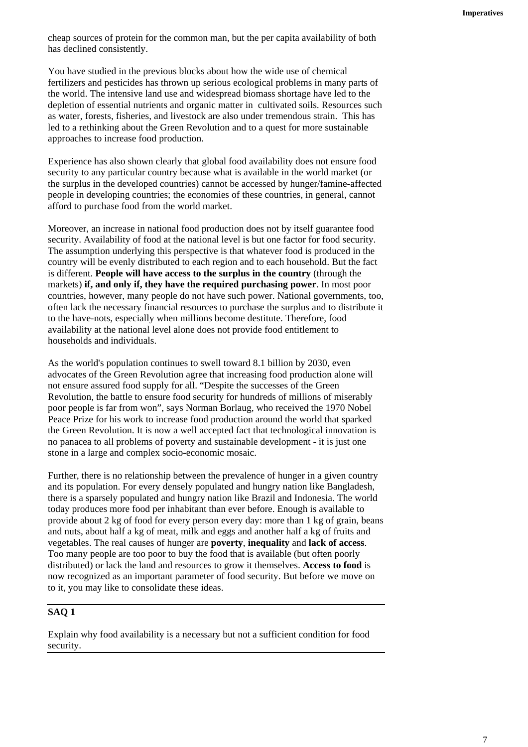cheap sources of protein for the common man, but the per capita availability of both has declined consistently.

You have studied in the previous blocks about how the wide use of chemical fertilizers and pesticides has thrown up serious ecological problems in many parts of the world. The intensive land use and widespread biomass shortage have led to the depletion of essential nutrients and organic matter in cultivated soils. Resources such as water, forests, fisheries, and livestock are also under tremendous strain. This has led to a rethinking about the Green Revolution and to a quest for more sustainable approaches to increase food production.

Experience has also shown clearly that global food availability does not ensure food security to any particular country because what is available in the world market (or the surplus in the developed countries) cannot be accessed by hunger/famine-affected people in developing countries; the economies of these countries, in general, cannot afford to purchase food from the world market.

Moreover, an increase in national food production does not by itself guarantee food security. Availability of food at the national level is but one factor for food security. The assumption underlying this perspective is that whatever food is produced in the country will be evenly distributed to each region and to each household. But the fact is different. **People will have access to the surplus in the country** (through the markets) **if, and only if, they have the required purchasing power**. In most poor countries, however, many people do not have such power. National governments, too, often lack the necessary financial resources to purchase the surplus and to distribute it to the have-nots, especially when millions become destitute. Therefore, food availability at the national level alone does not provide food entitlement to households and individuals.

As the world's population continues to swell toward 8.1 billion by 2030, even advocates of the Green Revolution agree that increasing food production alone will not ensure assured food supply for all. "Despite the successes of the Green Revolution, the battle to ensure food security for hundreds of millions of miserably poor people is far from won", says Norman Borlaug, who received the 1970 Nobel Peace Prize for his work to increase food production around the world that sparked the Green Revolution. It is now a well accepted fact that technological innovation is no panacea to all problems of poverty and sustainable development - it is just one stone in a large and complex socio-economic mosaic.

Further, there is no relationship between the prevalence of hunger in a given country and its population. For every densely populated and hungry nation like Bangladesh, there is a sparsely populated and hungry nation like Brazil and Indonesia. The world today produces more food per inhabitant than ever before. Enough is available to provide about 2 kg of food for every person every day: more than 1 kg of grain, beans and nuts, about half a kg of meat, milk and eggs and another half a kg of fruits and vegetables. The real causes of hunger are **poverty**, **inequality** and **lack of access**. Too many people are too poor to buy the food that is available (but often poorly distributed) or lack the land and resources to grow it themselves. **Access to food** is now recognized as an important parameter of food security. But before we move on to it, you may like to consolidate these ideas.

---

**SAQ 1**

Explain why food availability is a necessary but not a sufficient condition for food security.

---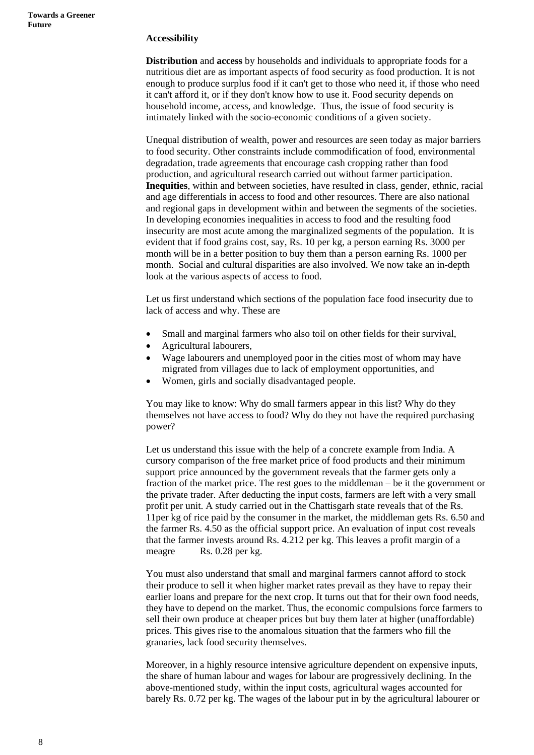### Accessibility

**Distribution** and **access** by households and individuals to appropriate foods for a nutritious diet are as important aspects of food security as food production. It is not enough to produce surplus food if it can't get to those who need it, if those who need it can't afford it, or if they don't know how to use it. Food security depends on household income, access, and knowledge. Thus, the issue of food security is intimately linked with the socio-economic conditions of a given society.

Unequal distribution of wealth, power and resources are seen today as major barriers to food security. Other constraints include commodification of food, environmental degradation, trade agreements that encourage cash cropping rather than food production, and agricultural research carried out without farmer participation. **Inequities**, within and between societies, have resulted in class, gender, ethnic, racial and age differentials in access to food and other resources. There are also national and regional gaps in development within and between the segments of the societies. In developing economies inequalities in access to food and the resulting food insecurity are most acute among the marginalized segments of the population. It is evident that if food grains cost, say, Rs. 10 per kg, a person earning Rs. 3000 per month will be in a better position to buy them than a person earning Rs. 1000 per month. Social and cultural disparities are also involved. We now take an in-depth look at the various aspects of access to food.

Let us first understand which sections of the population face food insecurity due to lack of access and why. These are

- Small and marginal farmers who also toil on other fields for their survival,
- Agricultural labourers,
- Wage labourers and unemployed poor in the cities most of whom may have migrated from villages due to lack of employment opportunities, and
- Women, girls and socially disadvantaged people.

You may like to know: Why do small farmers appear in this list? Why do they themselves not have access to food? Why do they not have the required purchasing power?

Let us understand this issue with the help of a concrete example from India. A cursory comparison of the free market price of food products and their minimum support price announced by the government reveals that the farmer gets only a fraction of the market price. The rest goes to the middleman – be it the government or the private trader. After deducting the input costs, farmers are left with a very small profit per unit. A study carried out in the Chattisgarh state reveals that of the Rs. 11per kg of rice paid by the consumer in the market, the middleman gets Rs. 6.50 and the farmer Rs. 4.50 as the official support price. An evaluation of input cost reveals that the farmer invests around Rs. 4.212 per kg. This leaves a profit margin of a meagre Rs. 0.28 per kg.

You must also understand that small and marginal farmers cannot afford to stock their produce to sell it when higher market rates prevail as they have to repay their earlier loans and prepare for the next crop. It turns out that for their own food needs, they have to depend on the market. Thus, the economic compulsions force farmers to sell their own produce at cheaper prices but buy them later at higher (unaffordable) prices. This gives rise to the anomalous situation that the farmers who fill the granaries, lack food security themselves.

Moreover, in a highly resource intensive agriculture dependent on expensive inputs, the share of human labour and wages for labour are progressively declining. In the above-mentioned study, within the input costs, agricultural wages accounted for barely Rs. 0.72 per kg. The wages of the labour put in by the agricultural labourer or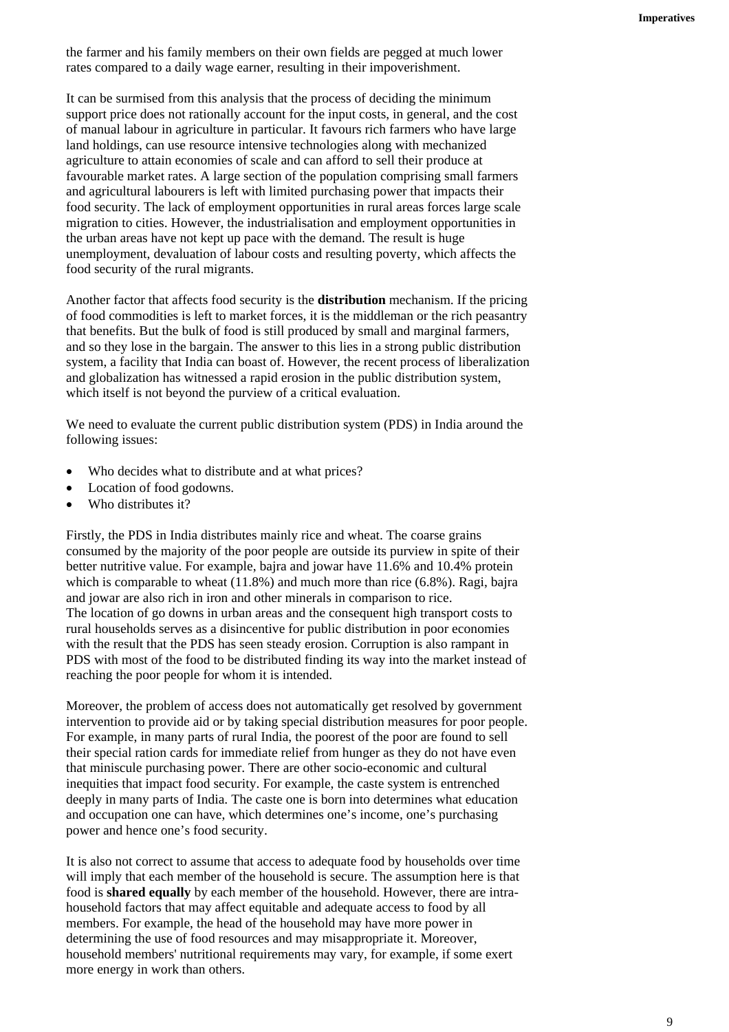the farmer and his family members on their own fields are pegged at much lower rates compared to a daily wage earner, resulting in their impoverishment.

It can be surmised from this analysis that the process of deciding the minimum support price does not rationally account for the input costs, in general, and the cost of manual labour in agriculture in particular. It favours rich farmers who have large land holdings, can use resource intensive technologies along with mechanized agriculture to attain economies of scale and can afford to sell their produce at favourable market rates. A large section of the population comprising small farmers and agricultural labourers is left with limited purchasing power that impacts their food security. The lack of employment opportunities in rural areas forces large scale migration to cities. However, the industrialisation and employment opportunities in the urban areas have not kept up pace with the demand. The result is huge unemployment, devaluation of labour costs and resulting poverty, which affects the food security of the rural migrants.

Another factor that affects food security is the **distribution** mechanism. If the pricing of food commodities is left to market forces, it is the middleman or the rich peasantry that benefits. But the bulk of food is still produced by small and marginal farmers, and so they lose in the bargain. The answer to this lies in a strong public distribution system, a facility that India can boast of. However, the recent process of liberalization and globalization has witnessed a rapid erosion in the public distribution system, which itself is not beyond the purview of a critical evaluation.

We need to evaluate the current public distribution system (PDS) in India around the following issues:

- Who decides what to distribute and at what prices?
- Location of food godowns.
- Who distributes it?

Firstly, the PDS in India distributes mainly rice and wheat. The coarse grains consumed by the majority of the poor people are outside its purview in spite of their better nutritive value. For example, bajra and jowar have 11.6% and 10.4% protein which is comparable to wheat (11.8%) and much more than rice (6.8%). Ragi, bajra and jowar are also rich in iron and other minerals in comparison to rice.
The location of go downs in urban areas and the consequent high transport costs to rural households serves as a disincentive for public distribution in poor economies with the result that the PDS has seen steady erosion. Corruption is also rampant in PDS with most of the food to be distributed finding its way into the market instead of reaching the poor people for whom it is intended.

Moreover, the problem of access does not automatically get resolved by government intervention to provide aid or by taking special distribution measures for poor people. For example, in many parts of rural India, the poorest of the poor are found to sell their special ration cards for immediate relief from hunger as they do not have even that miniscule purchasing power. There are other socio-economic and cultural inequities that impact food security. For example, the caste system is entrenched deeply in many parts of India. The caste one is born into determines what education and occupation one can have, which determines one's income, one's purchasing power and hence one's food security.

It is also not correct to assume that access to adequate food by households over time will imply that each member of the household is secure. The assumption here is that food is **shared equally** by each member of the household. However, there are intra-household factors that may affect equitable and adequate access to food by all members. For example, the head of the household may have more power in determining the use of food resources and may misappropriate it. Moreover, household members' nutritional requirements may vary, for example, if some exert more energy in work than others.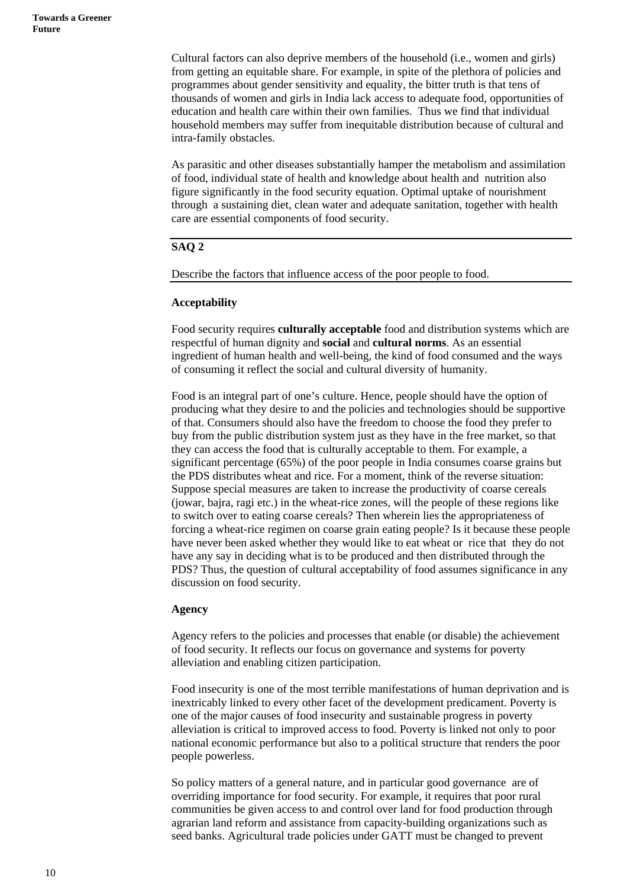Cultural factors can also deprive members of the household (i.e., women and girls) from getting an equitable share. For example, in spite of the plethora of policies and programmes about gender sensitivity and equality, the bitter truth is that tens of thousands of women and girls in India lack access to adequate food, opportunities of education and health care within their own families. Thus we find that individual household members may suffer from inequitable distribution because of cultural and intra-family obstacles.

As parasitic and other diseases substantially hamper the metabolism and assimilation of food, individual state of health and knowledge about health and nutrition also figure significantly in the food security equation. Optimal uptake of nourishment through a sustaining diet, clean water and adequate sanitation, together with health care are essential components of food security.

---

**SAQ 2**

Describe the factors that influence access of the poor people to food.

---

### Acceptability

Food security requires **culturally acceptable** food and distribution systems which are respectful of human dignity and **social** and **cultural norms**. As an essential ingredient of human health and well-being, the kind of food consumed and the ways of consuming it reflect the social and cultural diversity of humanity.

Food is an integral part of one's culture. Hence, people should have the option of producing what they desire to and the policies and technologies should be supportive of that. Consumers should also have the freedom to choose the food they prefer to buy from the public distribution system just as they have in the free market, so that they can access the food that is culturally acceptable to them. For example, a significant percentage (65%) of the poor people in India consumes coarse grains but the PDS distributes wheat and rice. For a moment, think of the reverse situation: Suppose special measures are taken to increase the productivity of coarse cereals (jowar, bajra, ragi etc.) in the wheat-rice zones, will the people of these regions like to switch over to eating coarse cereals? Then wherein lies the appropriateness of forcing a wheat-rice regimen on coarse grain eating people? Is it because these people have never been asked whether they would like to eat wheat or rice that they do not have any say in deciding what is to be produced and then distributed through the PDS? Thus, the question of cultural acceptability of food assumes significance in any discussion on food security.

### Agency

Agency refers to the policies and processes that enable (or disable) the achievement of food security. It reflects our focus on governance and systems for poverty alleviation and enabling citizen participation.

Food insecurity is one of the most terrible manifestations of human deprivation and is inextricably linked to every other facet of the development predicament. Poverty is one of the major causes of food insecurity and sustainable progress in poverty alleviation is critical to improved access to food. Poverty is linked not only to poor national economic performance but also to a political structure that renders the poor people powerless.

So policy matters of a general nature, and in particular good governance are of overriding importance for food security. For example, it requires that poor rural communities be given access to and control over land for food production through agrarian land reform and assistance from capacity-building organizations such as seed banks. Agricultural trade policies under GATT must be changed to prevent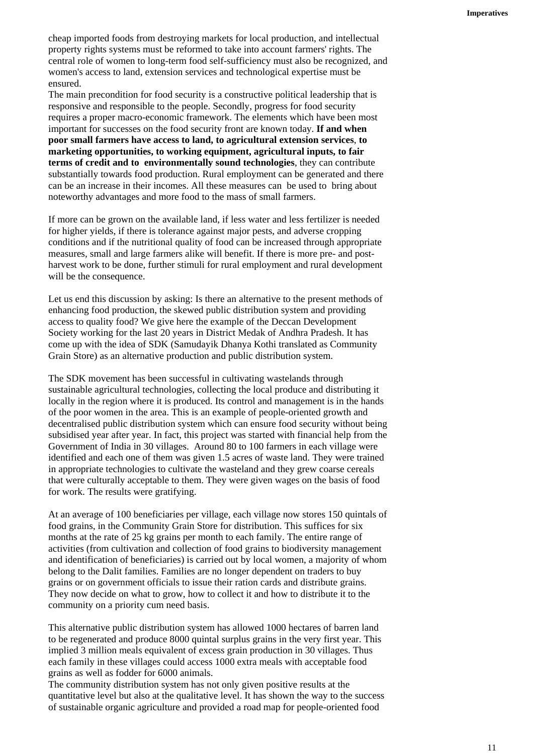cheap imported foods from destroying markets for local production, and intellectual property rights systems must be reformed to take into account farmers' rights. The central role of women to long-term food self-sufficiency must also be recognized, and women's access to land, extension services and technological expertise must be ensured.

The main precondition for food security is a constructive political leadership that is responsive and responsible to the people. Secondly, progress for food security requires a proper macro-economic framework. The elements which have been most important for successes on the food security front are known today. **If and when poor small farmers have access to land, to agricultural extension services**, **to marketing opportunities, to working equipment, agricultural inputs, to fair terms of credit and to environmentally sound technologies**, they can contribute substantially towards food production. Rural employment can be generated and there can be an increase in their incomes. All these measures can be used to bring about noteworthy advantages and more food to the mass of small farmers.

If more can be grown on the available land, if less water and less fertilizer is needed for higher yields, if there is tolerance against major pests, and adverse cropping conditions and if the nutritional quality of food can be increased through appropriate measures, small and large farmers alike will benefit. If there is more pre- and post-harvest work to be done, further stimuli for rural employment and rural development will be the consequence.

Let us end this discussion by asking: Is there an alternative to the present methods of enhancing food production, the skewed public distribution system and providing access to quality food? We give here the example of the Deccan Development Society working for the last 20 years in District Medak of Andhra Pradesh. It has come up with the idea of SDK (Samudayik Dhanya Kothi translated as Community Grain Store) as an alternative production and public distribution system.

The SDK movement has been successful in cultivating wastelands through sustainable agricultural technologies, collecting the local produce and distributing it locally in the region where it is produced. Its control and management is in the hands of the poor women in the area. This is an example of people-oriented growth and decentralised public distribution system which can ensure food security without being subsidised year after year. In fact, this project was started with financial help from the Government of India in 30 villages. Around 80 to 100 farmers in each village were identified and each one of them was given 1.5 acres of waste land. They were trained in appropriate technologies to cultivate the wasteland and they grew coarse cereals that were culturally acceptable to them. They were given wages on the basis of food for work. The results were gratifying.

At an average of 100 beneficiaries per village, each village now stores 150 quintals of food grains, in the Community Grain Store for distribution. This suffices for six months at the rate of 25 kg grains per month to each family. The entire range of activities (from cultivation and collection of food grains to biodiversity management and identification of beneficiaries) is carried out by local women, a majority of whom belong to the Dalit families. Families are no longer dependent on traders to buy grains or on government officials to issue their ration cards and distribute grains. They now decide on what to grow, how to collect it and how to distribute it to the community on a priority cum need basis.

This alternative public distribution system has allowed 1000 hectares of barren land to be regenerated and produce 8000 quintal surplus grains in the very first year. This implied 3 million meals equivalent of excess grain production in 30 villages. Thus each family in these villages could access 1000 extra meals with acceptable food grains as well as fodder for 6000 animals.

The community distribution system has not only given positive results at the quantitative level but also at the qualitative level. It has shown the way to the success of sustainable organic agriculture and provided a road map for people-oriented food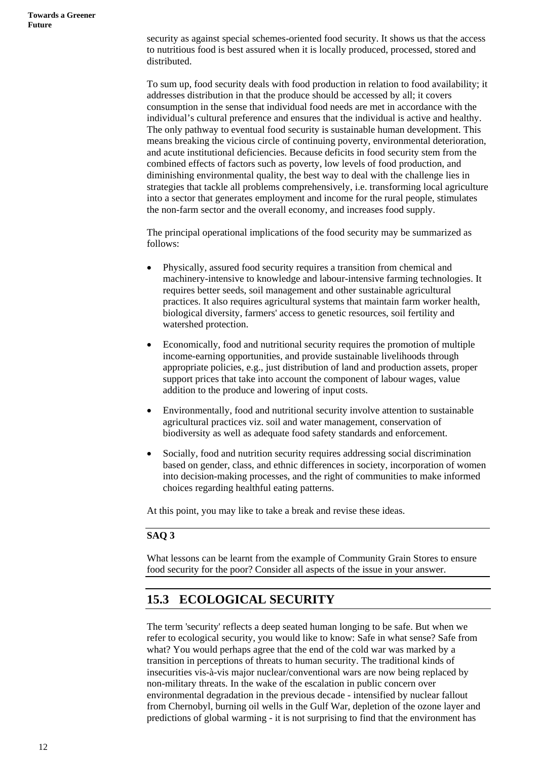security as against special schemes-oriented food security. It shows us that the access to nutritious food is best assured when it is locally produced, processed, stored and distributed.

To sum up, food security deals with food production in relation to food availability; it addresses distribution in that the produce should be accessed by all; it covers consumption in the sense that individual food needs are met in accordance with the individual's cultural preference and ensures that the individual is active and healthy. The only pathway to eventual food security is sustainable human development. This means breaking the vicious circle of continuing poverty, environmental deterioration, and acute institutional deficiencies. Because deficits in food security stem from the combined effects of factors such as poverty, low levels of food production, and diminishing environmental quality, the best way to deal with the challenge lies in strategies that tackle all problems comprehensively, i.e. transforming local agriculture into a sector that generates employment and income for the rural people, stimulates the non-farm sector and the overall economy, and increases food supply.

The principal operational implications of the food security may be summarized as follows:

- Physically, assured food security requires a transition from chemical and machinery-intensive to knowledge and labour-intensive farming technologies. It requires better seeds, soil management and other sustainable agricultural practices. It also requires agricultural systems that maintain farm worker health, biological diversity, farmers' access to genetic resources, soil fertility and watershed protection.
- Economically, food and nutritional security requires the promotion of multiple income-earning opportunities, and provide sustainable livelihoods through appropriate policies, e.g., just distribution of land and production assets, proper support prices that take into account the component of labour wages, value addition to the produce and lowering of input costs.
- Environmentally, food and nutritional security involve attention to sustainable agricultural practices viz. soil and water management, conservation of biodiversity as well as adequate food safety standards and enforcement.
- Socially, food and nutrition security requires addressing social discrimination based on gender, class, and ethnic differences in society, incorporation of women into decision-making processes, and the right of communities to make informed choices regarding healthful eating patterns.

At this point, you may like to take a break and revise these ideas.

**SAQ 3**

What lessons can be learnt from the example of Community Grain Stores to ensure food security for the poor? Consider all aspects of the issue in your answer.

## 15.3 ECOLOGICAL SECURITY

The term 'security' reflects a deep seated human longing to be safe. But when we refer to ecological security, you would like to know: Safe in what sense? Safe from what? You would perhaps agree that the end of the cold war was marked by a transition in perceptions of threats to human security. The traditional kinds of insecurities vis-à-vis major nuclear/conventional wars are now being replaced by non-military threats. In the wake of the escalation in public concern over environmental degradation in the previous decade - intensified by nuclear fallout from Chernobyl, burning oil wells in the Gulf War, depletion of the ozone layer and predictions of global warming - it is not surprising to find that the environment has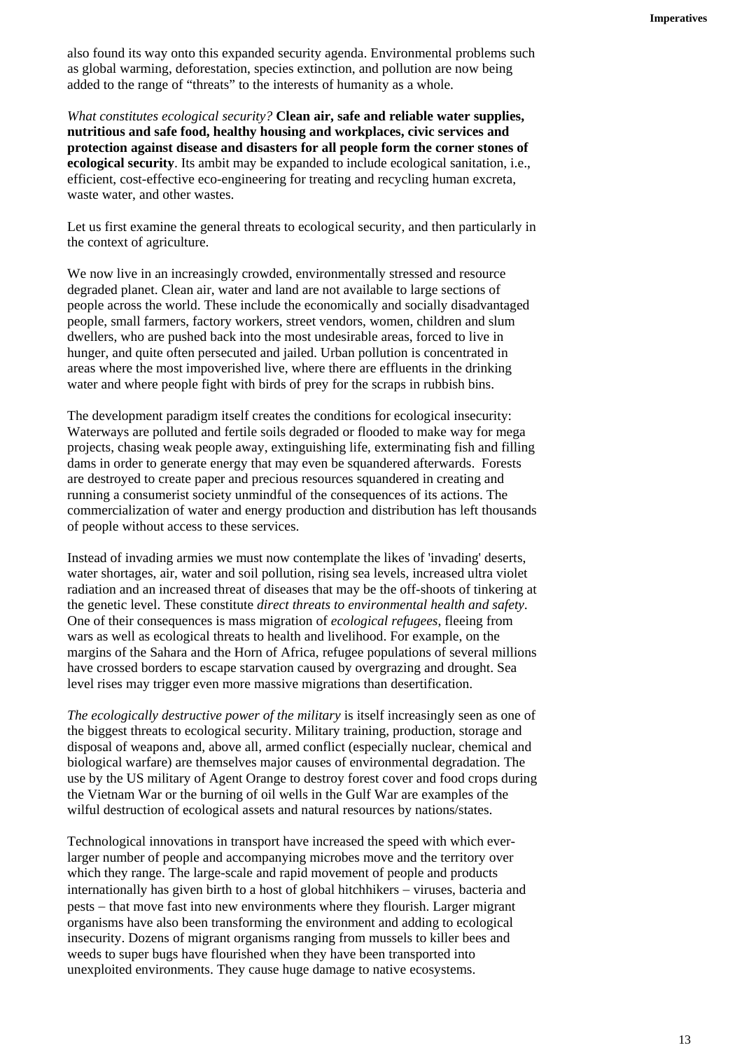also found its way onto this expanded security agenda. Environmental problems such as global warming, deforestation, species extinction, and pollution are now being added to the range of "threats" to the interests of humanity as a whole.

*What constitutes ecological security?* **Clean air, safe and reliable water supplies, nutritious and safe food, healthy housing and workplaces, civic services and protection against disease and disasters for all people form the corner stones of ecological security**. Its ambit may be expanded to include ecological sanitation, i.e., efficient, cost-effective eco-engineering for treating and recycling human excreta, waste water, and other wastes.

Let us first examine the general threats to ecological security, and then particularly in the context of agriculture.

We now live in an increasingly crowded, environmentally stressed and resource degraded planet. Clean air, water and land are not available to large sections of people across the world. These include the economically and socially disadvantaged people, small farmers, factory workers, street vendors, women, children and slum dwellers, who are pushed back into the most undesirable areas, forced to live in hunger, and quite often persecuted and jailed. Urban pollution is concentrated in areas where the most impoverished live, where there are effluents in the drinking water and where people fight with birds of prey for the scraps in rubbish bins.

The development paradigm itself creates the conditions for ecological insecurity: Waterways are polluted and fertile soils degraded or flooded to make way for mega projects, chasing weak people away, extinguishing life, exterminating fish and filling dams in order to generate energy that may even be squandered afterwards. Forests are destroyed to create paper and precious resources squandered in creating and running a consumerist society unmindful of the consequences of its actions. The commercialization of water and energy production and distribution has left thousands of people without access to these services.

Instead of invading armies we must now contemplate the likes of 'invading' deserts, water shortages, air, water and soil pollution, rising sea levels, increased ultra violet radiation and an increased threat of diseases that may be the off-shoots of tinkering at the genetic level. These constitute *direct threats to environmental health and safety*. One of their consequences is mass migration of *ecological refugees*, fleeing from wars as well as ecological threats to health and livelihood. For example, on the margins of the Sahara and the Horn of Africa, refugee populations of several millions have crossed borders to escape starvation caused by overgrazing and drought. Sea level rises may trigger even more massive migrations than desertification.

*The ecologically destructive power of the military* is itself increasingly seen as one of the biggest threats to ecological security. Military training, production, storage and disposal of weapons and, above all, armed conflict (especially nuclear, chemical and biological warfare) are themselves major causes of environmental degradation. The use by the US military of Agent Orange to destroy forest cover and food crops during the Vietnam War or the burning of oil wells in the Gulf War are examples of the wilful destruction of ecological assets and natural resources by nations/states.

Technological innovations in transport have increased the speed with which ever-larger number of people and accompanying microbes move and the territory over which they range. The large-scale and rapid movement of people and products internationally has given birth to a host of global hitchhikers – viruses, bacteria and pests – that move fast into new environments where they flourish. Larger migrant organisms have also been transforming the environment and adding to ecological insecurity. Dozens of migrant organisms ranging from mussels to killer bees and weeds to super bugs have flourished when they have been transported into unexploited environments. They cause huge damage to native ecosystems.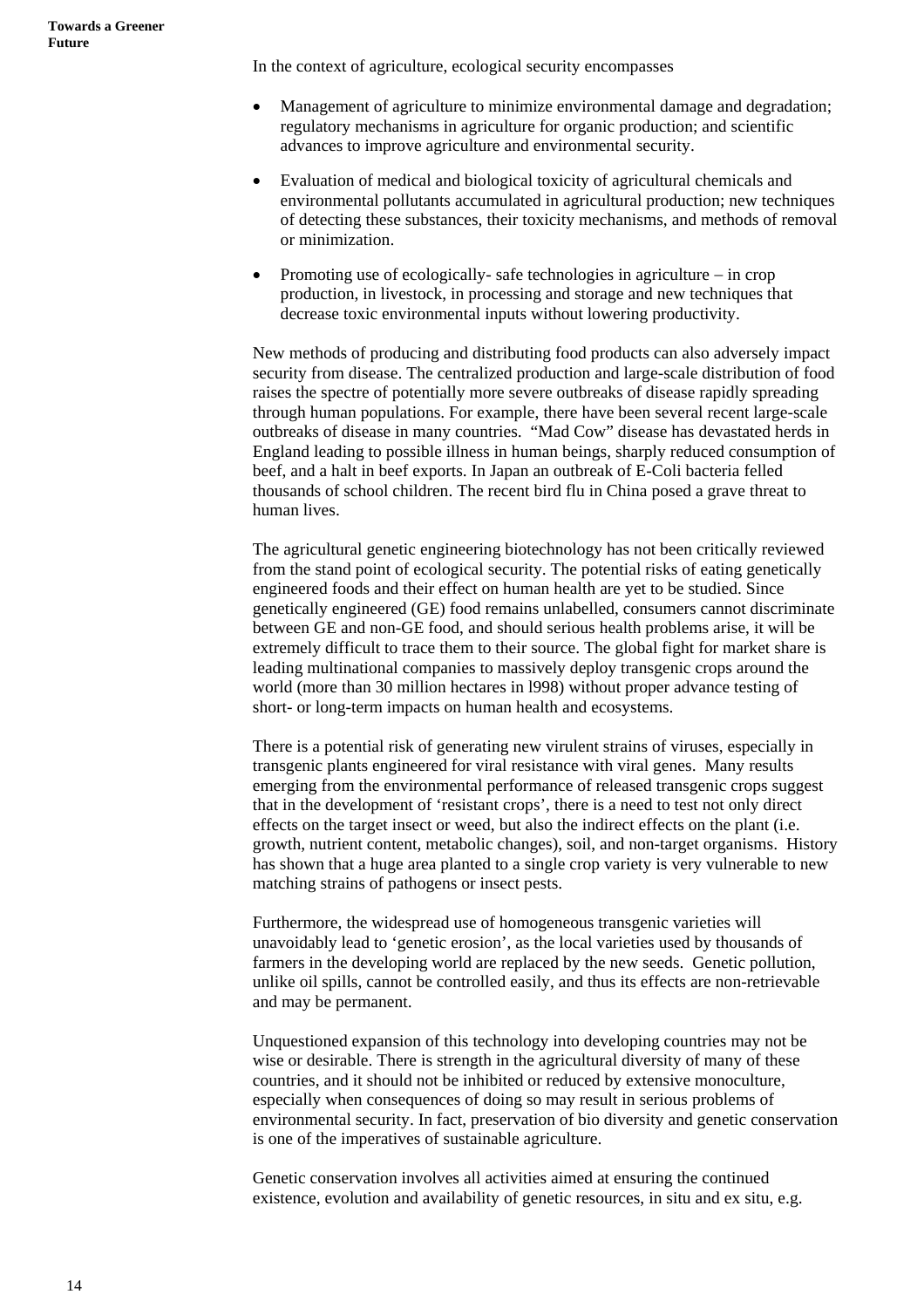In the context of agriculture, ecological security encompasses

- Management of agriculture to minimize environmental damage and degradation; regulatory mechanisms in agriculture for organic production; and scientific advances to improve agriculture and environmental security.
- Evaluation of medical and biological toxicity of agricultural chemicals and environmental pollutants accumulated in agricultural production; new techniques of detecting these substances, their toxicity mechanisms, and methods of removal or minimization.
- Promoting use of ecologically- safe technologies in agriculture – in crop production, in livestock, in processing and storage and new techniques that decrease toxic environmental inputs without lowering productivity.

New methods of producing and distributing food products can also adversely impact security from disease. The centralized production and large-scale distribution of food raises the spectre of potentially more severe outbreaks of disease rapidly spreading through human populations. For example, there have been several recent large-scale outbreaks of disease in many countries. "Mad Cow" disease has devastated herds in England leading to possible illness in human beings, sharply reduced consumption of beef, and a halt in beef exports. In Japan an outbreak of E-Coli bacteria felled thousands of school children. The recent bird flu in China posed a grave threat to human lives.

The agricultural genetic engineering biotechnology has not been critically reviewed from the stand point of ecological security. The potential risks of eating genetically engineered foods and their effect on human health are yet to be studied. Since genetically engineered (GE) food remains unlabelled, consumers cannot discriminate between GE and non-GE food, and should serious health problems arise, it will be extremely difficult to trace them to their source. The global fight for market share is leading multinational companies to massively deploy transgenic crops around the world (more than 30 million hectares in l998) without proper advance testing of short- or long-term impacts on human health and ecosystems.

There is a potential risk of generating new virulent strains of viruses, especially in transgenic plants engineered for viral resistance with viral genes. Many results emerging from the environmental performance of released transgenic crops suggest that in the development of 'resistant crops', there is a need to test not only direct effects on the target insect or weed, but also the indirect effects on the plant (i.e. growth, nutrient content, metabolic changes), soil, and non-target organisms. History has shown that a huge area planted to a single crop variety is very vulnerable to new matching strains of pathogens or insect pests.

Furthermore, the widespread use of homogeneous transgenic varieties will unavoidably lead to 'genetic erosion', as the local varieties used by thousands of farmers in the developing world are replaced by the new seeds. Genetic pollution, unlike oil spills, cannot be controlled easily, and thus its effects are non-retrievable and may be permanent.

Unquestioned expansion of this technology into developing countries may not be wise or desirable. There is strength in the agricultural diversity of many of these countries, and it should not be inhibited or reduced by extensive monoculture, especially when consequences of doing so may result in serious problems of environmental security. In fact, preservation of bio diversity and genetic conservation is one of the imperatives of sustainable agriculture.

Genetic conservation involves all activities aimed at ensuring the continued existence, evolution and availability of genetic resources, in situ and ex situ, e.g.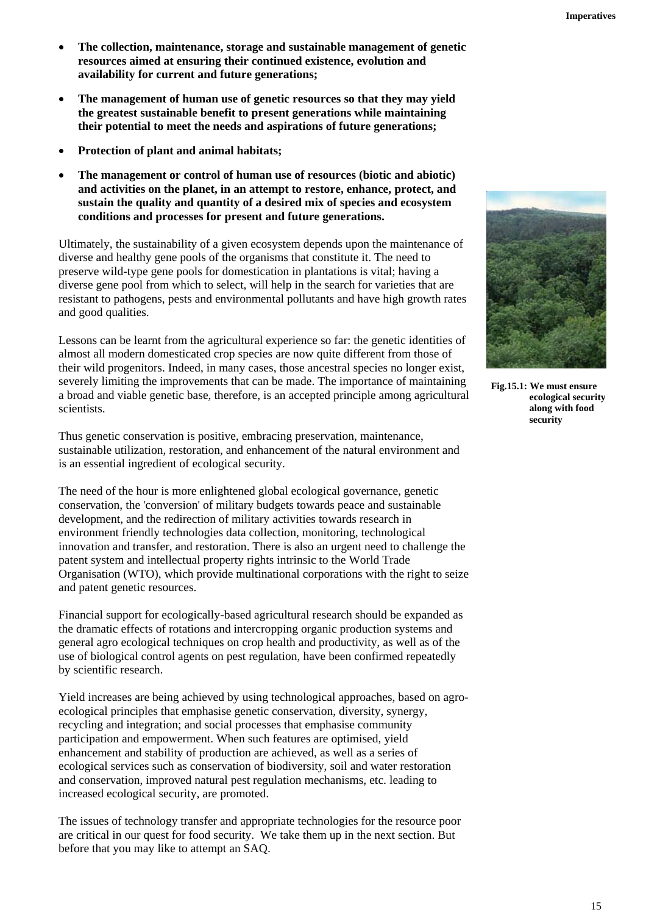- **The collection, maintenance, storage and sustainable management of genetic resources aimed at ensuring their continued existence, evolution and availability for current and future generations;**
- **The management of human use of genetic resources so that they may yield the greatest sustainable benefit to present generations while maintaining their potential to meet the needs and aspirations of future generations;**
- **Protection of plant and animal habitats;**
- **The management or control of human use of resources (biotic and abiotic) and activities on the planet, in an attempt to restore, enhance, protect, and sustain the quality and quantity of a desired mix of species and ecosystem conditions and processes for present and future generations.**

Ultimately, the sustainability of a given ecosystem depends upon the maintenance of diverse and healthy gene pools of the organisms that constitute it. The need to preserve wild-type gene pools for domestication in plantations is vital; having a diverse gene pool from which to select, will help in the search for varieties that are resistant to pathogens, pests and environmental pollutants and have high growth rates and good qualities.

Lessons can be learnt from the agricultural experience so far: the genetic identities of almost all modern domesticated crop species are now quite different from those of their wild progenitors. Indeed, in many cases, those ancestral species no longer exist, severely limiting the improvements that can be made. The importance of maintaining a broad and viable genetic base, therefore, is an accepted principle among agricultural scientists.

**Fig.15.1: We must ensure ecological security along with food security**

Thus genetic conservation is positive, embracing preservation, maintenance, sustainable utilization, restoration, and enhancement of the natural environment and is an essential ingredient of ecological security.

The need of the hour is more enlightened global ecological governance, genetic conservation, the 'conversion' of military budgets towards peace and sustainable development, and the redirection of military activities towards research in environment friendly technologies data collection, monitoring, technological innovation and transfer, and restoration. There is also an urgent need to challenge the patent system and intellectual property rights intrinsic to the World Trade Organisation (WTO), which provide multinational corporations with the right to seize and patent genetic resources.

Financial support for ecologically-based agricultural research should be expanded as the dramatic effects of rotations and intercropping organic production systems and general agro ecological techniques on crop health and productivity, as well as of the use of biological control agents on pest regulation, have been confirmed repeatedly by scientific research.

Yield increases are being achieved by using technological approaches, based on agro-ecological principles that emphasise genetic conservation, diversity, synergy, recycling and integration; and social processes that emphasise community participation and empowerment. When such features are optimised, yield enhancement and stability of production are achieved, as well as a series of ecological services such as conservation of biodiversity, soil and water restoration and conservation, improved natural pest regulation mechanisms, etc. leading to increased ecological security, are promoted.

The issues of technology transfer and appropriate technologies for the resource poor are critical in our quest for food security. We take them up in the next section. But before that you may like to attempt an SAQ.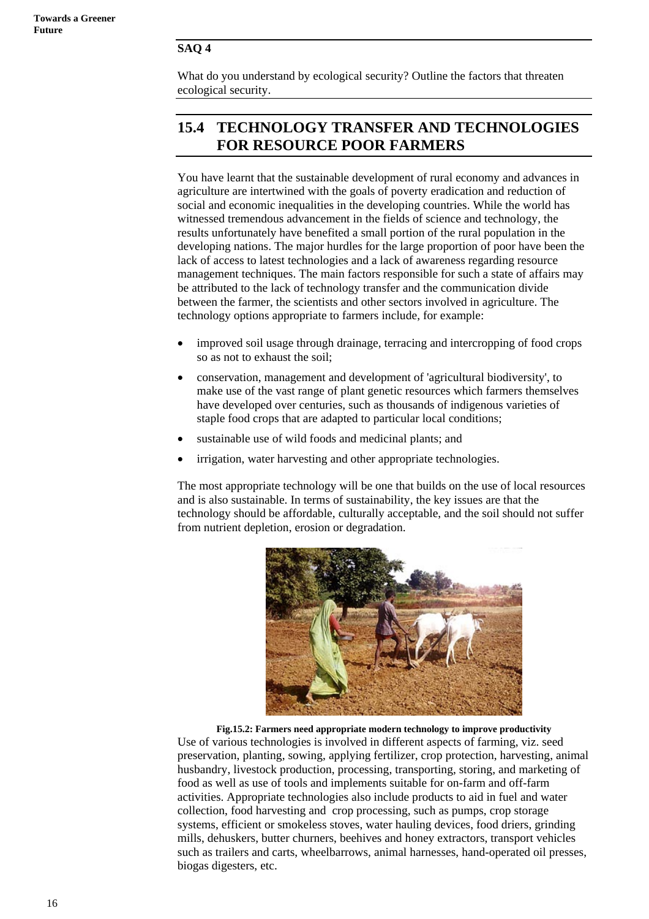## SAQ 4

What do you understand by ecological security? Outline the factors that threaten ecological security.

## 15.4 TECHNOLOGY TRANSFER AND TECHNOLOGIES FOR RESOURCE POOR FARMERS

You have learnt that the sustainable development of rural economy and advances in agriculture are intertwined with the goals of poverty eradication and reduction of social and economic inequalities in the developing countries. While the world has witnessed tremendous advancement in the fields of science and technology, the results unfortunately have benefited a small portion of the rural population in the developing nations. The major hurdles for the large proportion of poor have been the lack of access to latest technologies and a lack of awareness regarding resource management techniques. The main factors responsible for such a state of affairs may be attributed to the lack of technology transfer and the communication divide between the farmer, the scientists and other sectors involved in agriculture. The technology options appropriate to farmers include, for example:

- improved soil usage through drainage, terracing and intercropping of food crops so as not to exhaust the soil;
- conservation, management and development of 'agricultural biodiversity', to make use of the vast range of plant genetic resources which farmers themselves have developed over centuries, such as thousands of indigenous varieties of staple food crops that are adapted to particular local conditions;
- sustainable use of wild foods and medicinal plants; and
- irrigation, water harvesting and other appropriate technologies.

The most appropriate technology will be one that builds on the use of local resources and is also sustainable. In terms of sustainability, the key issues are that the technology should be affordable, culturally acceptable, and the soil should not suffer from nutrient depletion, erosion or degradation.

**Fig.15.2: Farmers need appropriate modern technology to improve productivity**

Use of various technologies is involved in different aspects of farming, viz. seed preservation, planting, sowing, applying fertilizer, crop protection, harvesting, animal husbandry, livestock production, processing, transporting, storing, and marketing of food as well as use of tools and implements suitable for on-farm and off-farm activities. Appropriate technologies also include products to aid in fuel and water collection, food harvesting and crop processing, such as pumps, crop storage systems, efficient or smokeless stoves, water hauling devices, food driers, grinding mills, dehuskers, butter churners, beehives and honey extractors, transport vehicles such as trailers and carts, wheelbarrows, animal harnesses, hand-operated oil presses, biogas digesters, etc.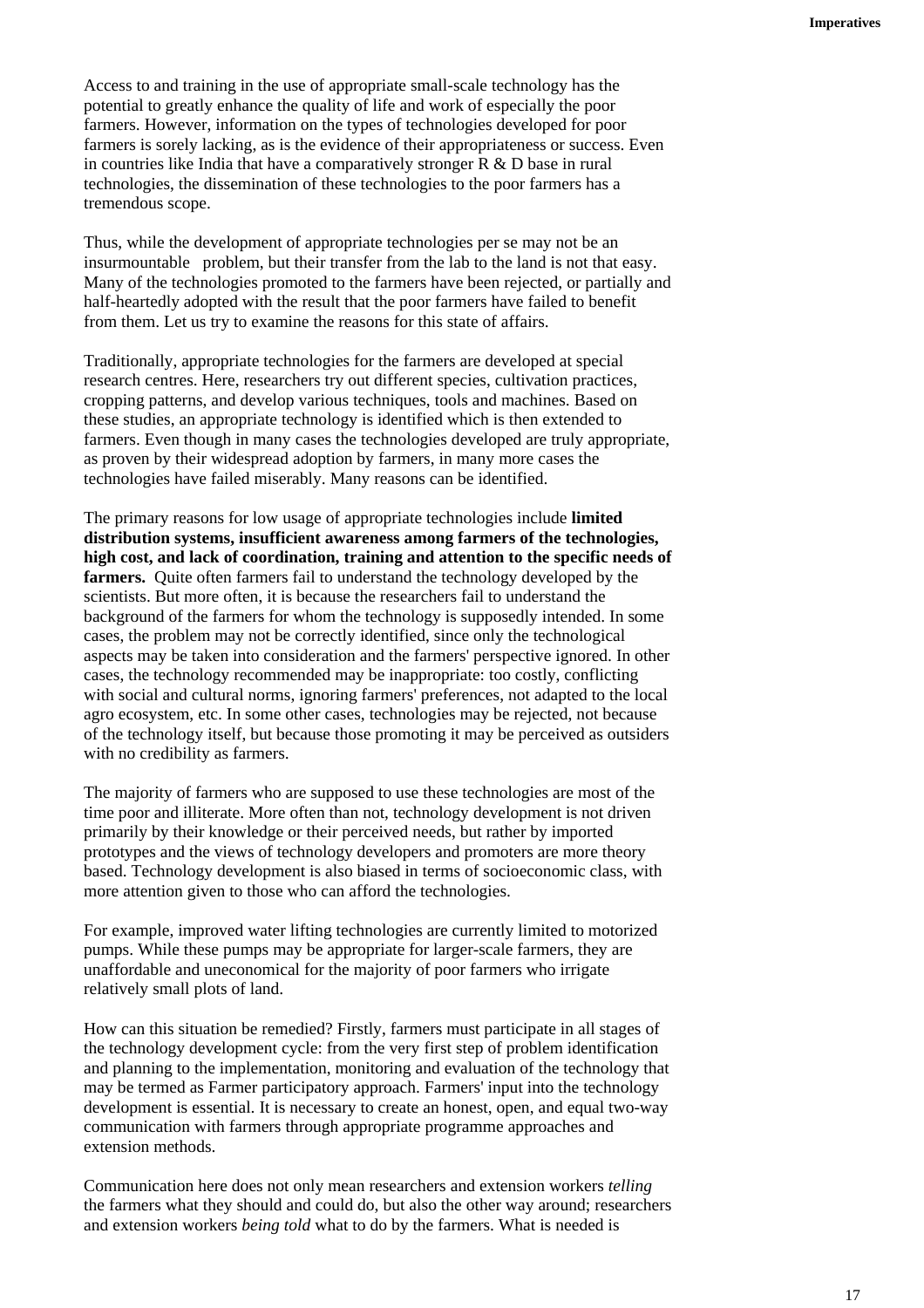Access to and training in the use of appropriate small-scale technology has the potential to greatly enhance the quality of life and work of especially the poor farmers. However, information on the types of technologies developed for poor farmers is sorely lacking, as is the evidence of their appropriateness or success. Even in countries like India that have a comparatively stronger R & D base in rural technologies, the dissemination of these technologies to the poor farmers has a tremendous scope.

Thus, while the development of appropriate technologies per se may not be an insurmountable problem, but their transfer from the lab to the land is not that easy. Many of the technologies promoted to the farmers have been rejected, or partially and half-heartedly adopted with the result that the poor farmers have failed to benefit from them. Let us try to examine the reasons for this state of affairs.

Traditionally, appropriate technologies for the farmers are developed at special research centres. Here, researchers try out different species, cultivation practices, cropping patterns, and develop various techniques, tools and machines. Based on these studies, an appropriate technology is identified which is then extended to farmers. Even though in many cases the technologies developed are truly appropriate, as proven by their widespread adoption by farmers, in many more cases the technologies have failed miserably. Many reasons can be identified.

The primary reasons for low usage of appropriate technologies include **limited distribution systems, insufficient awareness among farmers of the technologies, high cost, and lack of coordination, training and attention to the specific needs of farmers.** Quite often farmers fail to understand the technology developed by the scientists. But more often, it is because the researchers fail to understand the background of the farmers for whom the technology is supposedly intended. In some cases, the problem may not be correctly identified, since only the technological aspects may be taken into consideration and the farmers' perspective ignored. In other cases, the technology recommended may be inappropriate: too costly, conflicting with social and cultural norms, ignoring farmers' preferences, not adapted to the local agro ecosystem, etc. In some other cases, technologies may be rejected, not because of the technology itself, but because those promoting it may be perceived as outsiders with no credibility as farmers.

The majority of farmers who are supposed to use these technologies are most of the time poor and illiterate. More often than not, technology development is not driven primarily by their knowledge or their perceived needs, but rather by imported prototypes and the views of technology developers and promoters are more theory based. Technology development is also biased in terms of socioeconomic class, with more attention given to those who can afford the technologies.

For example, improved water lifting technologies are currently limited to motorized pumps. While these pumps may be appropriate for larger-scale farmers, they are unaffordable and uneconomical for the majority of poor farmers who irrigate relatively small plots of land.

How can this situation be remedied? Firstly, farmers must participate in all stages of the technology development cycle: from the very first step of problem identification and planning to the implementation, monitoring and evaluation of the technology that may be termed as Farmer participatory approach. Farmers' input into the technology development is essential. It is necessary to create an honest, open, and equal two-way communication with farmers through appropriate programme approaches and extension methods.

Communication here does not only mean researchers and extension workers *telling* the farmers what they should and could do, but also the other way around; researchers and extension workers *being told* what to do by the farmers. What is needed is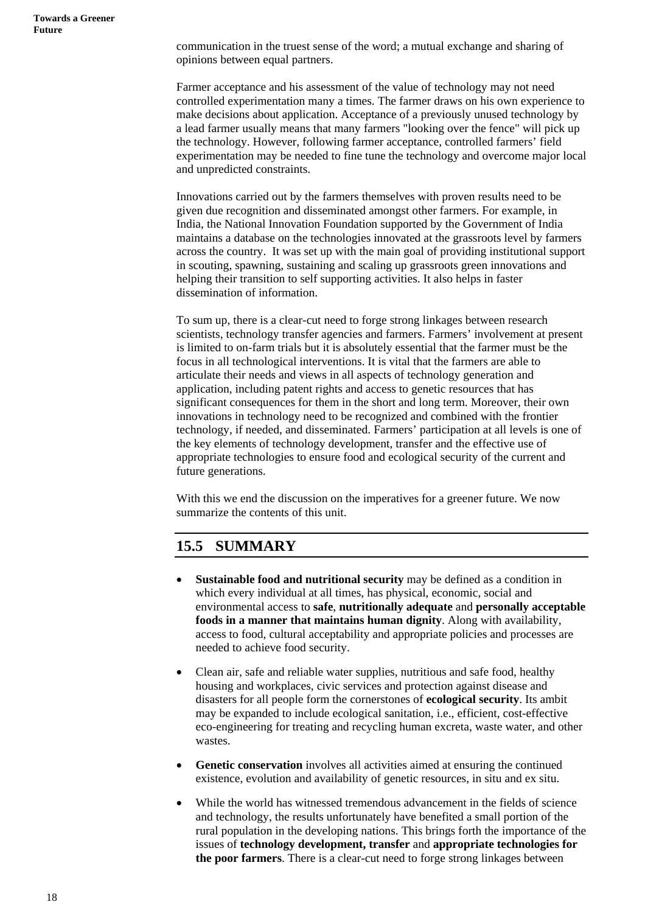communication in the truest sense of the word; a mutual exchange and sharing of opinions between equal partners.

Farmer acceptance and his assessment of the value of technology may not need controlled experimentation many a times. The farmer draws on his own experience to make decisions about application. Acceptance of a previously unused technology by a lead farmer usually means that many farmers "looking over the fence" will pick up the technology. However, following farmer acceptance, controlled farmers' field experimentation may be needed to fine tune the technology and overcome major local and unpredicted constraints.

Innovations carried out by the farmers themselves with proven results need to be given due recognition and disseminated amongst other farmers. For example, in India, the National Innovation Foundation supported by the Government of India maintains a database on the technologies innovated at the grassroots level by farmers across the country. It was set up with the main goal of providing institutional support in scouting, spawning, sustaining and scaling up grassroots green innovations and helping their transition to self supporting activities. It also helps in faster dissemination of information.

To sum up, there is a clear-cut need to forge strong linkages between research scientists, technology transfer agencies and farmers. Farmers' involvement at present is limited to on-farm trials but it is absolutely essential that the farmer must be the focus in all technological interventions. It is vital that the farmers are able to articulate their needs and views in all aspects of technology generation and application, including patent rights and access to genetic resources that has significant consequences for them in the short and long term. Moreover, their own innovations in technology need to be recognized and combined with the frontier technology, if needed, and disseminated. Farmers' participation at all levels is one of the key elements of technology development, transfer and the effective use of appropriate technologies to ensure food and ecological security of the current and future generations.

With this we end the discussion on the imperatives for a greener future. We now summarize the contents of this unit.

## 15.5 SUMMARY

- **Sustainable food and nutritional security** may be defined as a condition in which every individual at all times, has physical, economic, social and environmental access to **safe**, **nutritionally adequate** and **personally acceptable foods in a manner that maintains human dignity**. Along with availability, access to food, cultural acceptability and appropriate policies and processes are needed to achieve food security.

- Clean air, safe and reliable water supplies, nutritious and safe food, healthy housing and workplaces, civic services and protection against disease and disasters for all people form the cornerstones of **ecological security**. Its ambit may be expanded to include ecological sanitation, i.e., efficient, cost-effective eco-engineering for treating and recycling human excreta, waste water, and other wastes.

- **Genetic conservation** involves all activities aimed at ensuring the continued existence, evolution and availability of genetic resources, in situ and ex situ.

- While the world has witnessed tremendous advancement in the fields of science and technology, the results unfortunately have benefited a small portion of the rural population in the developing nations. This brings forth the importance of the issues of **technology development, transfer** and **appropriate technologies for the poor farmers**. There is a clear-cut need to forge strong linkages between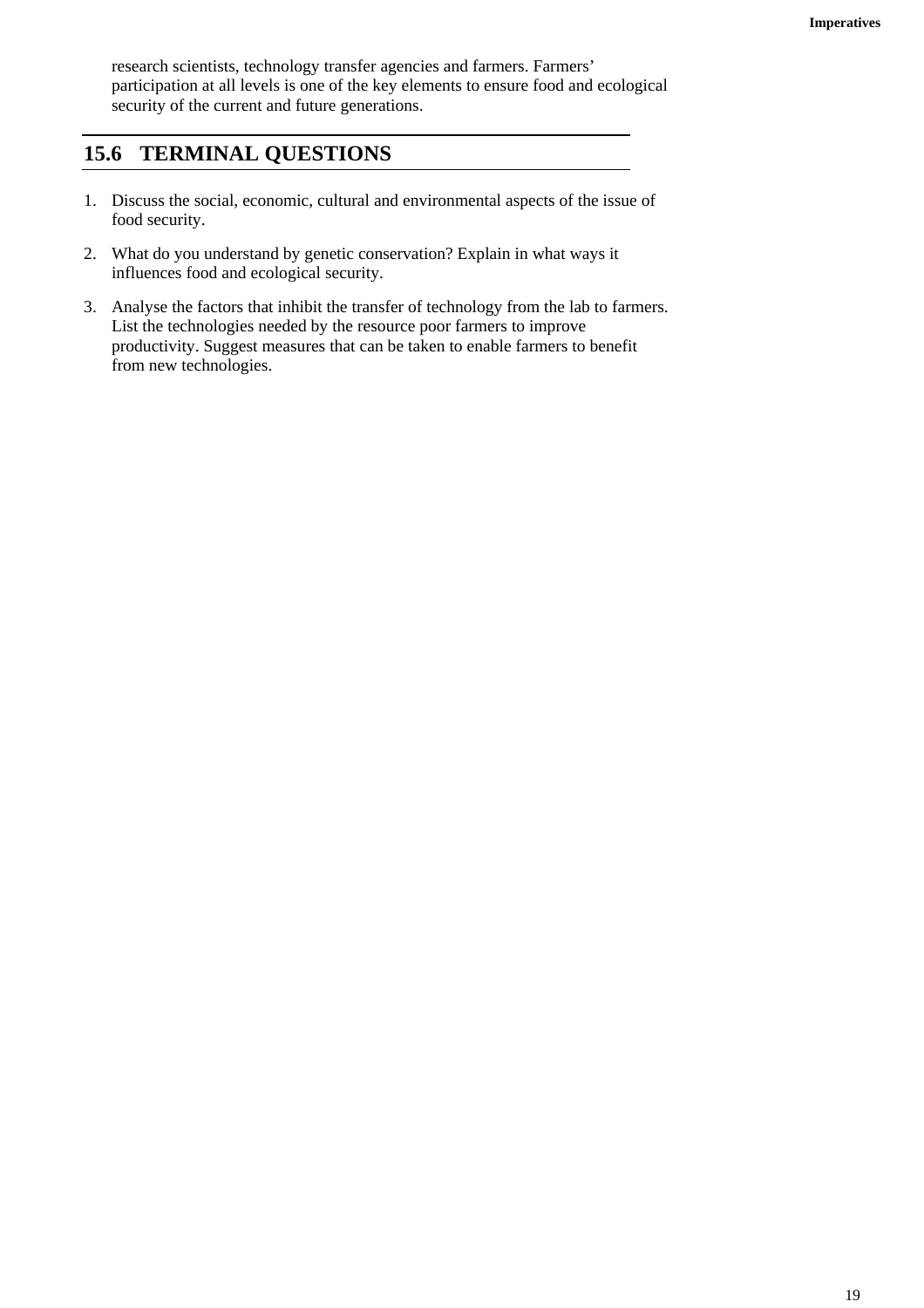research scientists, technology transfer agencies and farmers. Farmers' participation at all levels is one of the key elements to ensure food and ecological security of the current and future generations.

## 15.6 TERMINAL QUESTIONS

1. Discuss the social, economic, cultural and environmental aspects of the issue of food security.
2. What do you understand by genetic conservation? Explain in what ways it influences food and ecological security.
3. Analyse the factors that inhibit the transfer of technology from the lab to farmers. List the technologies needed by the resource poor farmers to improve productivity. Suggest measures that can be taken to enable farmers to benefit from new technologies.